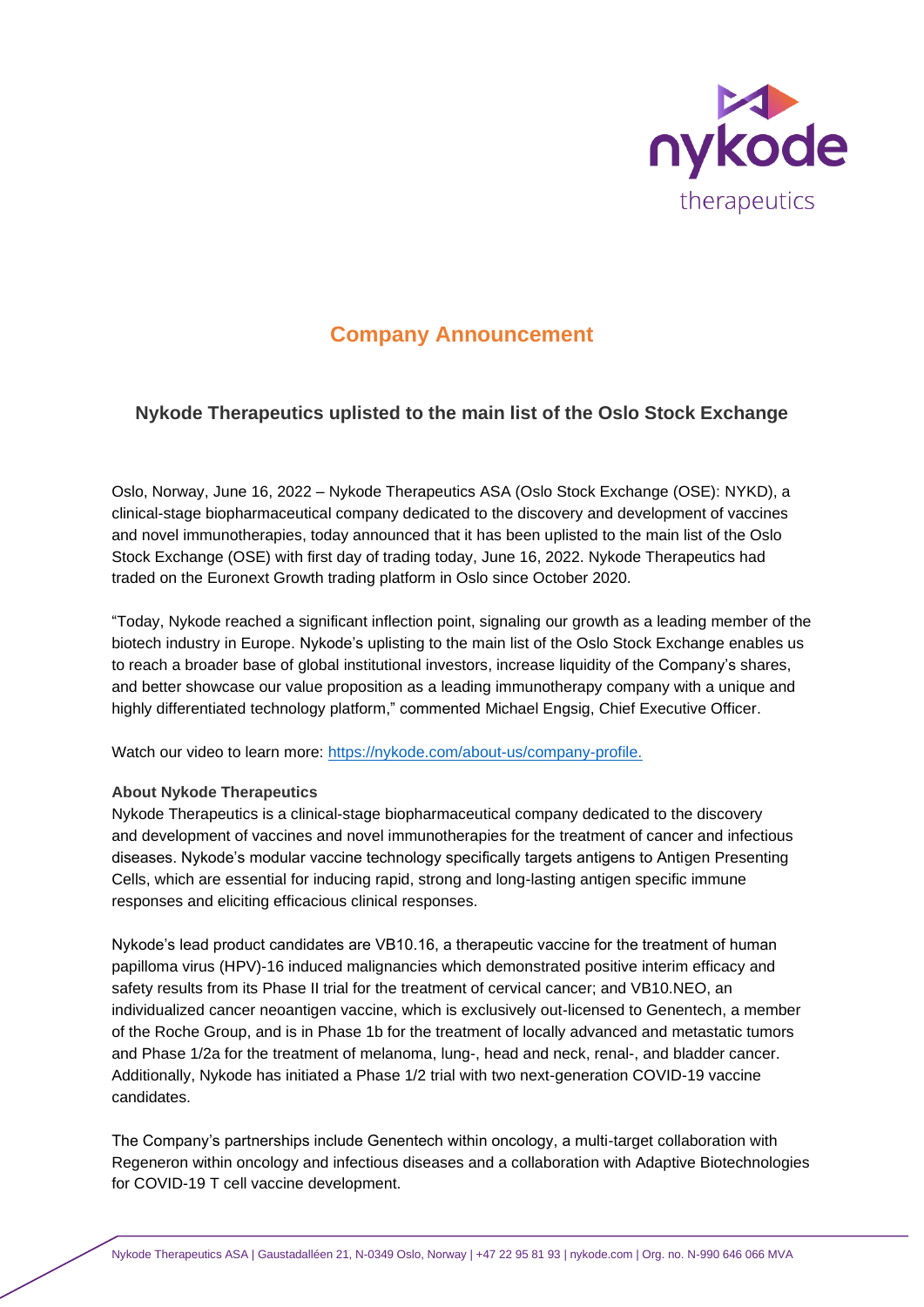## Company Announcement

### Nykode Therapeutics uplisted to the main list of the Oslo Stock Exchange

Oslo, Norway, June 16, 2022 – Nykode Therapeutics ASA (Oslo Stock Exchange (OSE): NYKD), a clinical-stage biopharmaceutical company dedicated to the discovery and development of vaccines and novel immunotherapies, today announced that it has been uplisted to the main list of the Oslo Stock Exchange (OSE) with first day of trading today, June 16, 2022. Nykode Therapeutics had traded on the Euronext Growth trading platform in Oslo since October 2020.

"Today, Nykode reached a significant inflection point, signaling our growth as a leading member of the biotech industry in Europe. Nykode's uplisting to the main list of the Oslo Stock Exchange enables us to reach a broader base of global institutional investors, increase liquidity of the Company's shares, and better showcase our value proposition as a leading immunotherapy company with a unique and highly differentiated technology platform," commented Michael Engsig, Chief Executive Officer.

Watch our video to learn more: [https://nykode.com/about-us/company-profile.](https://nykode.com/about-us/company-profile)

**About Nykode Therapeutics**

Nykode Therapeutics is a clinical-stage biopharmaceutical company dedicated to the discovery and development of vaccines and novel immunotherapies for the treatment of cancer and infectious diseases. Nykode's modular vaccine technology specifically targets antigens to Antigen Presenting Cells, which are essential for inducing rapid, strong and long-lasting antigen specific immune responses and eliciting efficacious clinical responses.

Nykode's lead product candidates are VB10.16, a therapeutic vaccine for the treatment of human papilloma virus (HPV)-16 induced malignancies which demonstrated positive interim efficacy and safety results from its Phase II trial for the treatment of cervical cancer; and VB10.NEO, an individualized cancer neoantigen vaccine, which is exclusively out-licensed to Genentech, a member of the Roche Group, and is in Phase 1b for the treatment of locally advanced and metastatic tumors and Phase 1/2a for the treatment of melanoma, lung-, head and neck, renal-, and bladder cancer. Additionally, Nykode has initiated a Phase 1/2 trial with two next-generation COVID-19 vaccine candidates.

The Company's partnerships include Genentech within oncology, a multi-target collaboration with Regeneron within oncology and infectious diseases and a collaboration with Adaptive Biotechnologies for COVID-19 T cell vaccine development.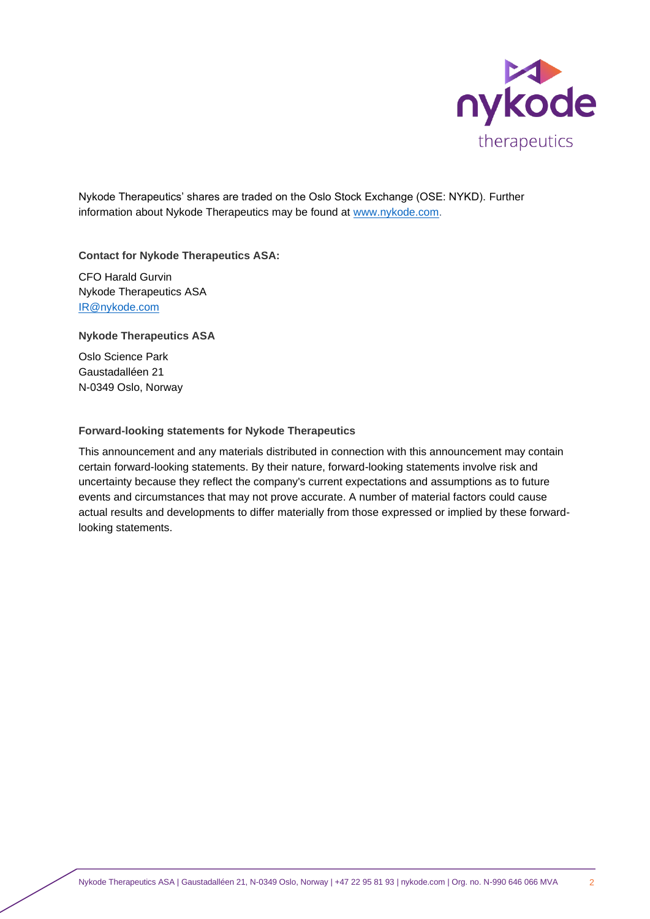Nykode Therapeutics' shares are traded on the Oslo Stock Exchange (OSE: NYKD). Further information about Nykode Therapeutics may be found at www.nykode.com.

**Contact for Nykode Therapeutics ASA:**

CFO Harald Gurvin
Nykode Therapeutics ASA
IR@nykode.com

**Nykode Therapeutics ASA**

Oslo Science Park
Gaustadalléen 21
N-0349 Oslo, Norway

**Forward-looking statements for Nykode Therapeutics**

This announcement and any materials distributed in connection with this announcement may contain certain forward-looking statements. By their nature, forward-looking statements involve risk and uncertainty because they reflect the company's current expectations and assumptions as to future events and circumstances that may not prove accurate. A number of material factors could cause actual results and developments to differ materially from those expressed or implied by these forward-looking statements.